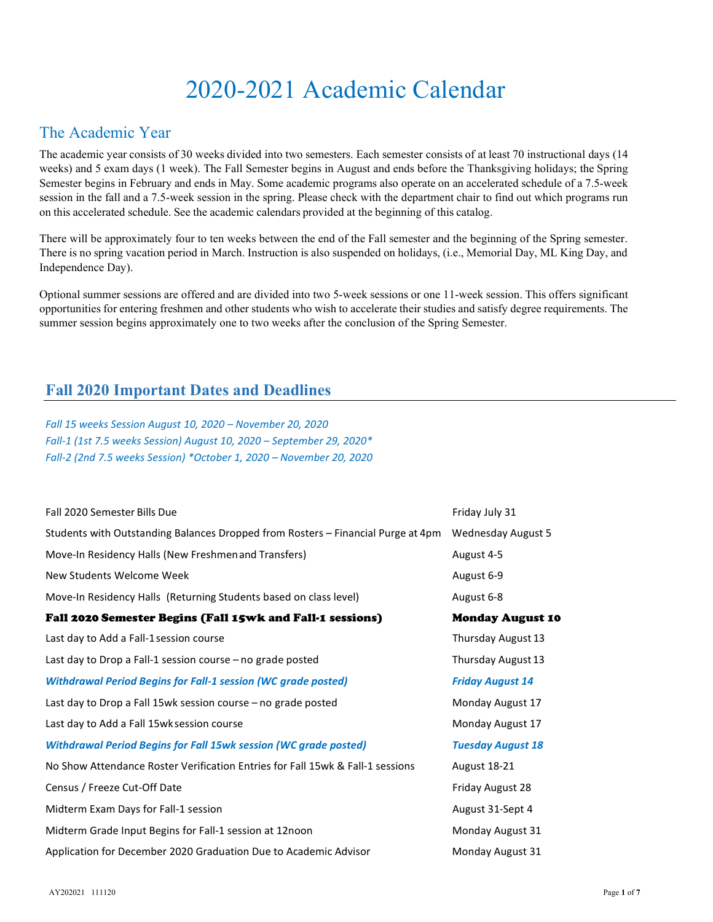# 2020-2021 Academic Calendar

## The Academic Year

The academic year consists of 30 weeks divided into two semesters. Each semester consists of at least 70 instructional days (14 weeks) and 5 exam days (1 week). The Fall Semester begins in August and ends before the Thanksgiving holidays; the Spring Semester begins in February and ends in May. Some academic programs also operate on an accelerated schedule of a 7.5-week session in the fall and a 7.5-week session in the spring. Please check with the department chair to find out which programs run on this accelerated schedule. See the academic calendars provided at the beginning of this catalog.

There will be approximately four to ten weeks between the end of the Fall semester and the beginning of the Spring semester. There is no spring vacation period in March. Instruction is also suspended on holidays, (i.e., Memorial Day, ML King Day, and Independence Day).

Optional summer sessions are offered and are divided into two 5-week sessions or one 11-week session. This offers significant opportunities for entering freshmen and other students who wish to accelerate their studies and satisfy degree requirements. The summer session begins approximately one to two weeks after the conclusion of the Spring Semester.

## Fall 2020 Important Dates and Deadlines

*Fall 15 weeks Session August 10, 2020 – November 20, 2020*
*Fall-1 (1st 7.5 weeks Session) August 10, 2020 – September 29, 2020**
*Fall-2 (2nd 7.5 weeks Session) *October 1, 2020 – November 20, 2020*

| Event | Date |
|---|---|
| Fall 2020 Semester Bills Due | Friday July 31 |
| Students with Outstanding Balances Dropped from Rosters – Financial Purge at 4pm | Wednesday August 5 |
| Move-In Residency Halls (New Freshmen and Transfers) | August 4-5 |
| New Students Welcome Week | August 6-9 |
| Move-In Residency Halls (Returning Students based on class level) | August 6-8 |
| **Fall 2020 Semester Begins (Fall 15wk and Fall-1 sessions)** | **Monday August 10** |
| Last day to Add a Fall-1 session course | Thursday August 13 |
| Last day to Drop a Fall-1 session course – no grade posted | Thursday August 13 |
| ***Withdrawal Period Begins for Fall-1 session (WC grade posted)*** | ***Friday August 14*** |
| Last day to Drop a Fall 15wk session course – no grade posted | Monday August 17 |
| Last day to Add a Fall 15wk session course | Monday August 17 |
| ***Withdrawal Period Begins for Fall 15wk session (WC grade posted)*** | ***Tuesday August 18*** |
| No Show Attendance Roster Verification Entries for Fall 15wk & Fall-1 sessions | August 18-21 |
| Census / Freeze Cut-Off Date | Friday August 28 |
| Midterm Exam Days for Fall-1 session | August 31-Sept 4 |
| Midterm Grade Input Begins for Fall-1 session at 12noon | Monday August 31 |
| Application for December 2020 Graduation Due to Academic Advisor | Monday August 31 |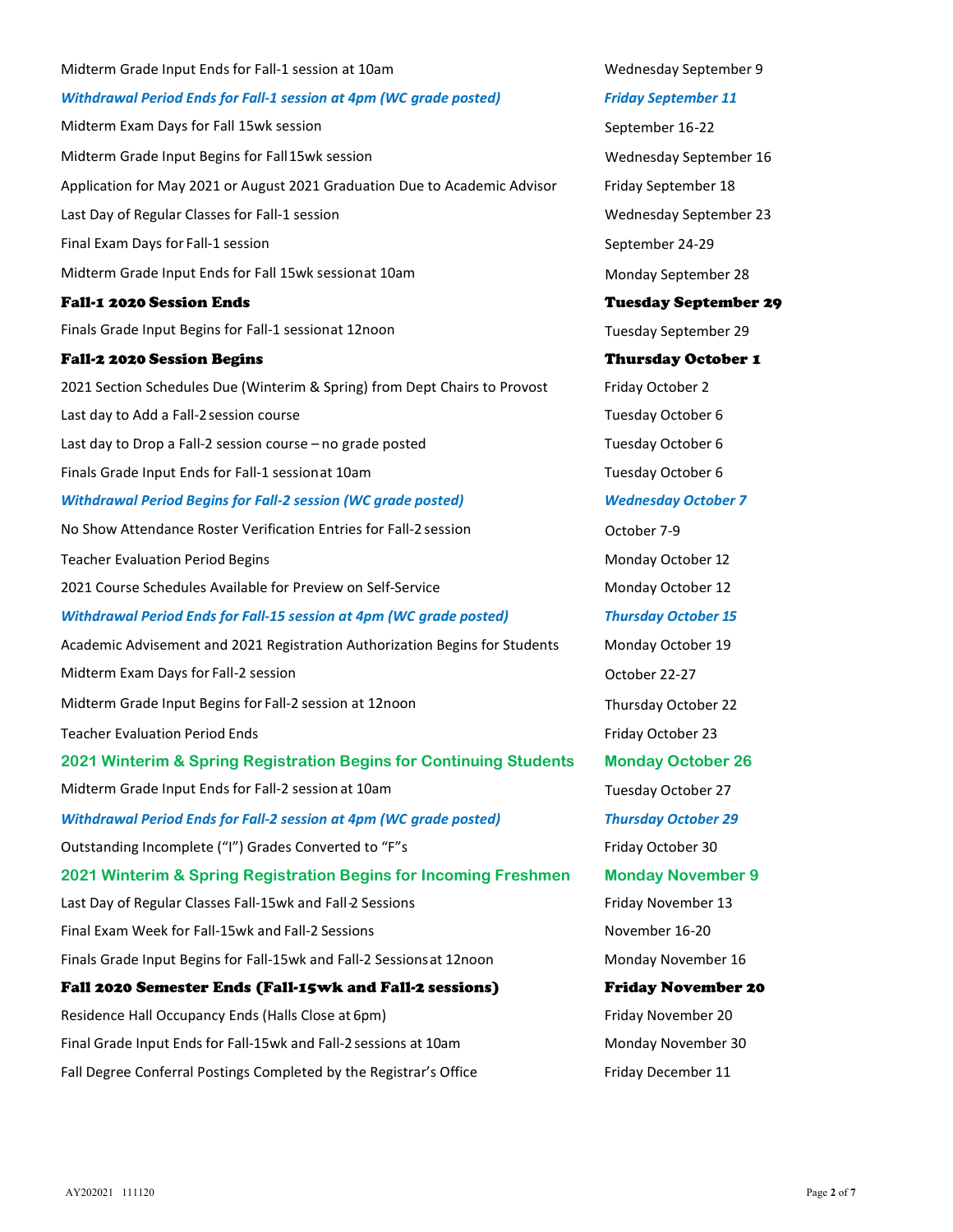| | |
|---|---|
| Midterm Grade Input Ends for Fall-1 session at 10am | Wednesday September 9 |
| ***Withdrawal Period Ends for Fall-1 session at 4pm (WC grade posted)*** | ***Friday September 11*** |
| Midterm Exam Days for Fall 15wk session | September 16-22 |
| Midterm Grade Input Begins for Fall 15wk session | Wednesday September 16 |
| Application for May 2021 or August 2021 Graduation Due to Academic Advisor | Friday September 18 |
| Last Day of Regular Classes for Fall-1 session | Wednesday September 23 |
| Final Exam Days for Fall-1 session | September 24-29 |
| Midterm Grade Input Ends for Fall 15wk session at 10am | Monday September 28 |
| **Fall-1 2020 Session Ends** | **Tuesday September 29** |
| Finals Grade Input Begins for Fall-1 session at 12noon | Tuesday September 29 |
| **Fall-2 2020 Session Begins** | **Thursday October 1** |
| 2021 Section Schedules Due (Winterim & Spring) from Dept Chairs to Provost | Friday October 2 |
| Last day to Add a Fall-2 session course | Tuesday October 6 |
| Last day to Drop a Fall-2 session course – no grade posted | Tuesday October 6 |
| Finals Grade Input Ends for Fall-1 session at 10am | Tuesday October 6 |
| ***Withdrawal Period Begins for Fall-2 session (WC grade posted)*** | ***Wednesday October 7*** |
| No Show Attendance Roster Verification Entries for Fall-2 session | October 7-9 |
| Teacher Evaluation Period Begins | Monday October 12 |
| 2021 Course Schedules Available for Preview on Self-Service | Monday October 12 |
| ***Withdrawal Period Ends for Fall-15 session at 4pm (WC grade posted)*** | ***Thursday October 15*** |
| Academic Advisement and 2021 Registration Authorization Begins for Students | Monday October 19 |
| Midterm Exam Days for Fall-2 session | October 22-27 |
| Midterm Grade Input Begins for Fall-2 session at 12noon | Thursday October 22 |
| Teacher Evaluation Period Ends | Friday October 23 |
| **2021 Winterim & Spring Registration Begins for Continuing Students** | **Monday October 26** |
| Midterm Grade Input Ends for Fall-2 session at 10am | Tuesday October 27 |
| ***Withdrawal Period Ends for Fall-2 session at 4pm (WC grade posted)*** | ***Thursday October 29*** |
| Outstanding Incomplete ("I") Grades Converted to "F"s | Friday October 30 |
| **2021 Winterim & Spring Registration Begins for Incoming Freshmen** | **Monday November 9** |
| Last Day of Regular Classes Fall-15wk and Fall-2 Sessions | Friday November 13 |
| Final Exam Week for Fall-15wk and Fall-2 Sessions | November 16-20 |
| Finals Grade Input Begins for Fall-15wk and Fall-2 Sessions at 12noon | Monday November 16 |
| **Fall 2020 Semester Ends (Fall-15wk and Fall-2 sessions)** | **Friday November 20** |
| Residence Hall Occupancy Ends (Halls Close at 6pm) | Friday November 20 |
| Final Grade Input Ends for Fall-15wk and Fall-2 sessions at 10am | Monday November 30 |
| Fall Degree Conferral Postings Completed by the Registrar's Office | Friday December 11 |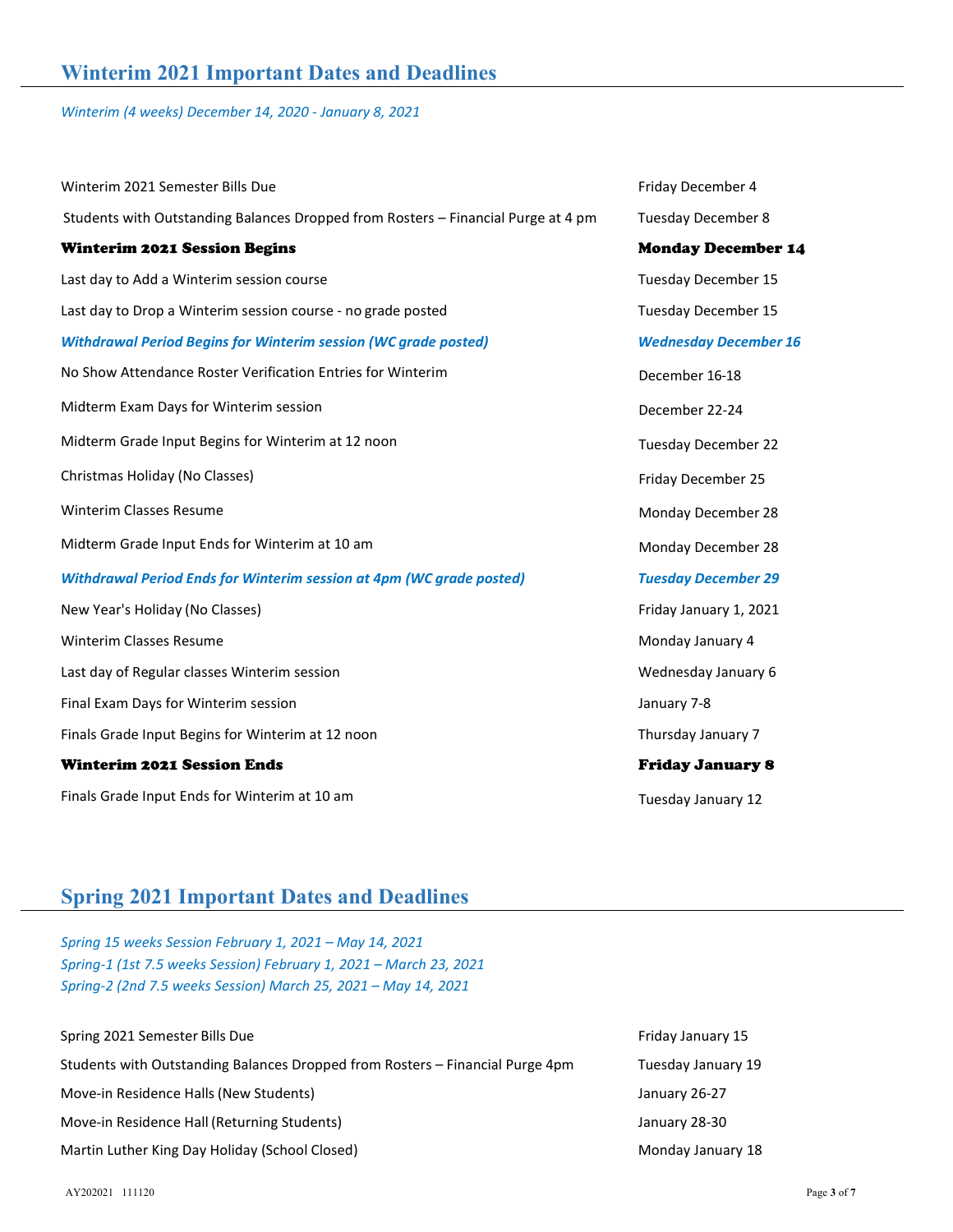## Winterim 2021 Important Dates and Deadlines

*Winterim (4 weeks) December 14, 2020 - January 8, 2021*

| | |
|---|---|
| Winterim 2021 Semester Bills Due | Friday December 4 |
| Students with Outstanding Balances Dropped from Rosters – Financial Purge at 4 pm | Tuesday December 8 |
| **Winterim 2021 Session Begins** | **Monday December 14** |
| Last day to Add a Winterim session course | Tuesday December 15 |
| Last day to Drop a Winterim session course - no grade posted | Tuesday December 15 |
| ***Withdrawal Period Begins for Winterim session (WC grade posted)*** | ***Wednesday December 16*** |
| No Show Attendance Roster Verification Entries for Winterim | December 16-18 |
| Midterm Exam Days for Winterim session | December 22-24 |
| Midterm Grade Input Begins for Winterim at 12 noon | Tuesday December 22 |
| Christmas Holiday (No Classes) | Friday December 25 |
| Winterim Classes Resume | Monday December 28 |
| Midterm Grade Input Ends for Winterim at 10 am | Monday December 28 |
| ***Withdrawal Period Ends for Winterim session at 4pm (WC grade posted)*** | ***Tuesday December 29*** |
| New Year's Holiday (No Classes) | Friday January 1, 2021 |
| Winterim Classes Resume | Monday January 4 |
| Last day of Regular classes Winterim session | Wednesday January 6 |
| Final Exam Days for Winterim session | January 7-8 |
| Finals Grade Input Begins for Winterim at 12 noon | Thursday January 7 |
| **Winterim 2021 Session Ends** | **Friday January 8** |
| Finals Grade Input Ends for Winterim at 10 am | Tuesday January 12 |

## Spring 2021 Important Dates and Deadlines

*Spring 15 weeks Session February 1, 2021 – May 14, 2021*
*Spring-1 (1st 7.5 weeks Session) February 1, 2021 – March 23, 2021*
*Spring-2 (2nd 7.5 weeks Session) March 25, 2021 – May 14, 2021*

| | |
|---|---|
| Spring 2021 Semester Bills Due | Friday January 15 |
| Students with Outstanding Balances Dropped from Rosters – Financial Purge 4pm | Tuesday January 19 |
| Move-in Residence Halls (New Students) | January 26-27 |
| Move-in Residence Hall (Returning Students) | January 28-30 |
| Martin Luther King Day Holiday (School Closed) | Monday January 18 |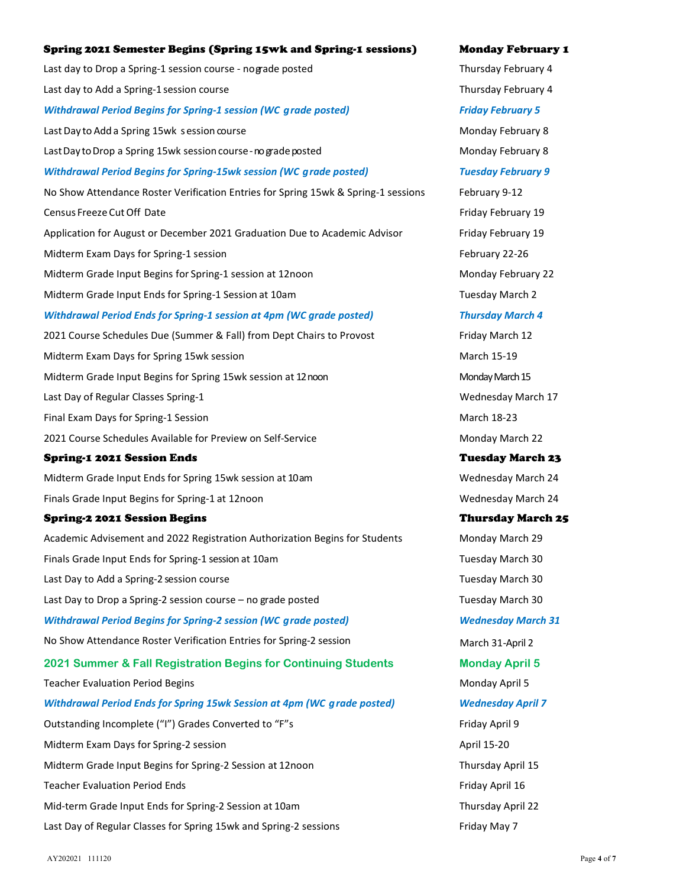| | |
|---|---|
| **Spring 2021 Semester Begins (Spring 15wk and Spring-1 sessions)** | **Monday February 1** |
| Last day to Drop a Spring-1 session course - no grade posted | Thursday February 4 |
| Last day to Add a Spring-1 session course | Thursday February 4 |
| ***Withdrawal Period Begins for Spring-1 session (WC grade posted)*** | ***Friday February 5*** |
| Last Day to Add a Spring 15wk session course | Monday February 8 |
| Last Day to Drop a Spring 15wk session course - no grade posted | Monday February 8 |
| ***Withdrawal Period Begins for Spring-15wk session (WC grade posted)*** | ***Tuesday February 9*** |
| No Show Attendance Roster Verification Entries for Spring 15wk & Spring-1 sessions | February 9-12 |
| Census Freeze Cut Off Date | Friday February 19 |
| Application for August or December 2021 Graduation Due to Academic Advisor | Friday February 19 |
| Midterm Exam Days for Spring-1 session | February 22-26 |
| Midterm Grade Input Begins for Spring-1 session at 12noon | Monday February 22 |
| Midterm Grade Input Ends for Spring-1 Session at 10am | Tuesday March 2 |
| ***Withdrawal Period Ends for Spring-1 session at 4pm (WC grade posted)*** | ***Thursday March 4*** |
| 2021 Course Schedules Due (Summer & Fall) from Dept Chairs to Provost | Friday March 12 |
| Midterm Exam Days for Spring 15wk session | March 15-19 |
| Midterm Grade Input Begins for Spring 15wk session at 12noon | Monday March 15 |
| Last Day of Regular Classes Spring-1 | Wednesday March 17 |
| Final Exam Days for Spring-1 Session | March 18-23 |
| 2021 Course Schedules Available for Preview on Self-Service | Monday March 22 |
| **Spring-1 2021 Session Ends** | **Tuesday March 23** |
| Midterm Grade Input Ends for Spring 15wk session at 10am | Wednesday March 24 |
| Finals Grade Input Begins for Spring-1 at 12noon | Wednesday March 24 |
| **Spring-2 2021 Session Begins** | **Thursday March 25** |
| Academic Advisement and 2022 Registration Authorization Begins for Students | Monday March 29 |
| Finals Grade Input Ends for Spring-1 session at 10am | Tuesday March 30 |
| Last Day to Add a Spring-2 session course | Tuesday March 30 |
| Last Day to Drop a Spring-2 session course – no grade posted | Tuesday March 30 |
| ***Withdrawal Period Begins for Spring-2 session (WC grade posted)*** | ***Wednesday March 31*** |
| No Show Attendance Roster Verification Entries for Spring-2 session | March 31-April 2 |
| **2021 Summer & Fall Registration Begins for Continuing Students** | **Monday April 5** |
| Teacher Evaluation Period Begins | Monday April 5 |
| ***Withdrawal Period Ends for Spring 15wk Session at 4pm (WC grade posted)*** | ***Wednesday April 7*** |
| Outstanding Incomplete ("I") Grades Converted to "F"s | Friday April 9 |
| Midterm Exam Days for Spring-2 session | April 15-20 |
| Midterm Grade Input Begins for Spring-2 Session at 12noon | Thursday April 15 |
| Teacher Evaluation Period Ends | Friday April 16 |
| Mid-term Grade Input Ends for Spring-2 Session at 10am | Thursday April 22 |
| Last Day of Regular Classes for Spring 15wk and Spring-2 sessions | Friday May 7 |

AY202021 111120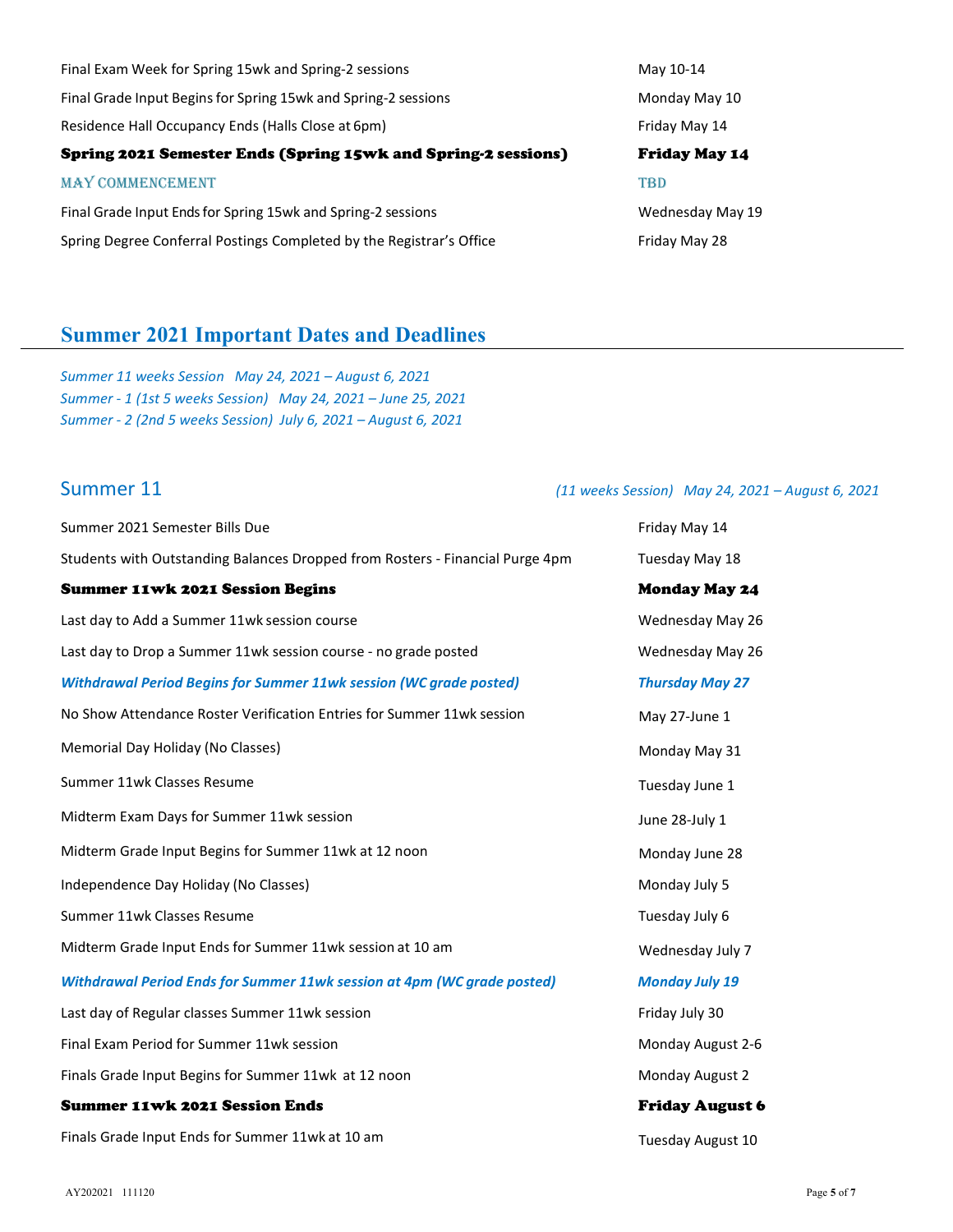| | |
|---|---|
| Final Exam Week for Spring 15wk and Spring-2 sessions | May 10-14 |
| Final Grade Input Begins for Spring 15wk and Spring-2 sessions | Monday May 10 |
| Residence Hall Occupancy Ends (Halls Close at 6pm) | Friday May 14 |
| **Spring 2021 Semester Ends (Spring 15wk and Spring-2 sessions)** | **Friday May 14** |
| MAY COMMENCEMENT | TBD |
| Final Grade Input Ends for Spring 15wk and Spring-2 sessions | Wednesday May 19 |
| Spring Degree Conferral Postings Completed by the Registrar's Office | Friday May 28 |

## Summer 2021 Important Dates and Deadlines

*Summer 11 weeks Session May 24, 2021 – August 6, 2021*
*Summer - 1 (1st 5 weeks Session) May 24, 2021 – June 25, 2021*
*Summer - 2 (2nd 5 weeks Session) July 6, 2021 – August 6, 2021*

### Summer 11

*(11 weeks Session) May 24, 2021 – August 6, 2021*

| | |
|---|---|
| Summer 2021 Semester Bills Due | Friday May 14 |
| Students with Outstanding Balances Dropped from Rosters - Financial Purge 4pm | Tuesday May 18 |
| **Summer 11wk 2021 Session Begins** | **Monday May 24** |
| Last day to Add a Summer 11wk session course | Wednesday May 26 |
| Last day to Drop a Summer 11wk session course - no grade posted | Wednesday May 26 |
| ***Withdrawal Period Begins for Summer 11wk session (WC grade posted)*** | ***Thursday May 27*** |
| No Show Attendance Roster Verification Entries for Summer 11wk session | May 27-June 1 |
| Memorial Day Holiday (No Classes) | Monday May 31 |
| Summer 11wk Classes Resume | Tuesday June 1 |
| Midterm Exam Days for Summer 11wk session | June 28-July 1 |
| Midterm Grade Input Begins for Summer 11wk at 12 noon | Monday June 28 |
| Independence Day Holiday (No Classes) | Monday July 5 |
| Summer 11wk Classes Resume | Tuesday July 6 |
| Midterm Grade Input Ends for Summer 11wk session at 10 am | Wednesday July 7 |
| ***Withdrawal Period Ends for Summer 11wk session at 4pm (WC grade posted)*** | ***Monday July 19*** |
| Last day of Regular classes Summer 11wk session | Friday July 30 |
| Final Exam Period for Summer 11wk session | Monday August 2-6 |
| Finals Grade Input Begins for Summer 11wk at 12 noon | Monday August 2 |
| **Summer 11wk 2021 Session Ends** | **Friday August 6** |
| Finals Grade Input Ends for Summer 11wk at 10 am | Tuesday August 10 |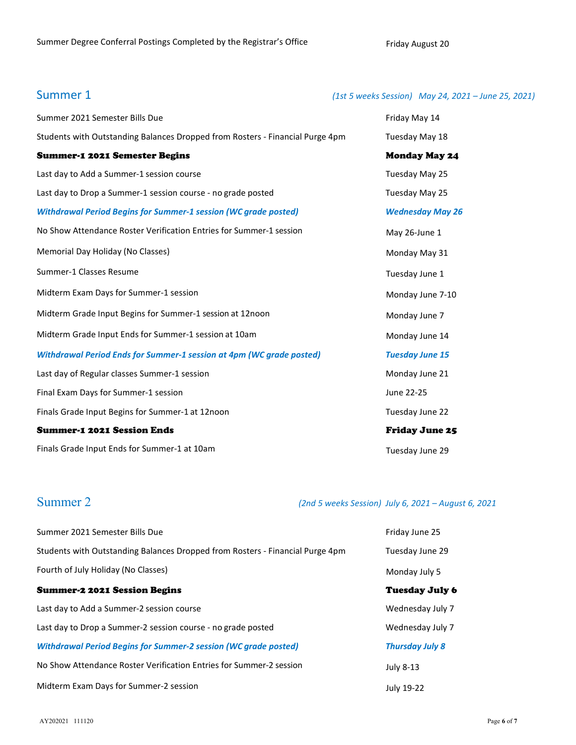| | |
|---|---|
| Summer Degree Conferral Postings Completed by the Registrar's Office | Friday August 20 |

## Summer 1

*(1st 5 weeks Session) May 24, 2021 – June 25, 2021)*

| | |
|---|---|
| Summer 2021 Semester Bills Due | Friday May 14 |
| Students with Outstanding Balances Dropped from Rosters - Financial Purge 4pm | Tuesday May 18 |
| **Summer-1 2021 Semester Begins** | **Monday May 24** |
| Last day to Add a Summer-1 session course | Tuesday May 25 |
| Last day to Drop a Summer-1 session course - no grade posted | Tuesday May 25 |
| ***Withdrawal Period Begins for Summer-1 session (WC grade posted)*** | ***Wednesday May 26*** |
| No Show Attendance Roster Verification Entries for Summer-1 session | May 26-June 1 |
| Memorial Day Holiday (No Classes) | Monday May 31 |
| Summer-1 Classes Resume | Tuesday June 1 |
| Midterm Exam Days for Summer-1 session | Monday June 7-10 |
| Midterm Grade Input Begins for Summer-1 session at 12noon | Monday June 7 |
| Midterm Grade Input Ends for Summer-1 session at 10am | Monday June 14 |
| ***Withdrawal Period Ends for Summer-1 session at 4pm (WC grade posted)*** | ***Tuesday June 15*** |
| Last day of Regular classes Summer-1 session | Monday June 21 |
| Final Exam Days for Summer-1 session | June 22-25 |
| Finals Grade Input Begins for Summer-1 at 12noon | Tuesday June 22 |
| **Summer-1 2021 Session Ends** | **Friday June 25** |
| Finals Grade Input Ends for Summer-1 at 10am | Tuesday June 29 |

## Summer 2

*(2nd 5 weeks Session) July 6, 2021 – August 6, 2021*

| | |
|---|---|
| Summer 2021 Semester Bills Due | Friday June 25 |
| Students with Outstanding Balances Dropped from Rosters - Financial Purge 4pm | Tuesday June 29 |
| Fourth of July Holiday (No Classes) | Monday July 5 |
| **Summer-2 2021 Session Begins** | **Tuesday July 6** |
| Last day to Add a Summer-2 session course | Wednesday July 7 |
| Last day to Drop a Summer-2 session course - no grade posted | Wednesday July 7 |
| ***Withdrawal Period Begins for Summer-2 session (WC grade posted)*** | ***Thursday July 8*** |
| No Show Attendance Roster Verification Entries for Summer-2 session | July 8-13 |
| Midterm Exam Days for Summer-2 session | July 19-22 |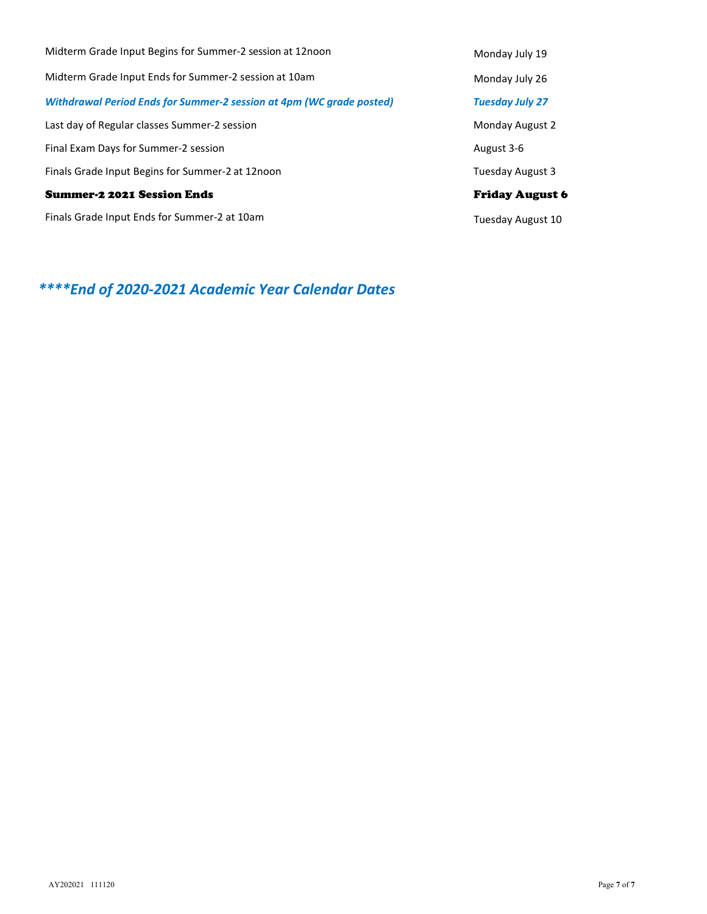| | |
|---|---|
| Midterm Grade Input Begins for Summer-2 session at 12noon | Monday July 19 |
| Midterm Grade Input Ends for Summer-2 session at 10am | Monday July 26 |
| ***Withdrawal Period Ends for Summer-2 session at 4pm (WC grade posted)*** | ***Tuesday July 27*** |
| Last day of Regular classes Summer-2 session | Monday August 2 |
| Final Exam Days for Summer-2 session | August 3-6 |
| Finals Grade Input Begins for Summer-2 at 12noon | Tuesday August 3 |
| **Summer-2 2021 Session Ends** | **Friday August 6** |
| Finals Grade Input Ends for Summer-2 at 10am | Tuesday August 10 |

***\*\*\*\*End of 2020-2021 Academic Year Calendar Dates***